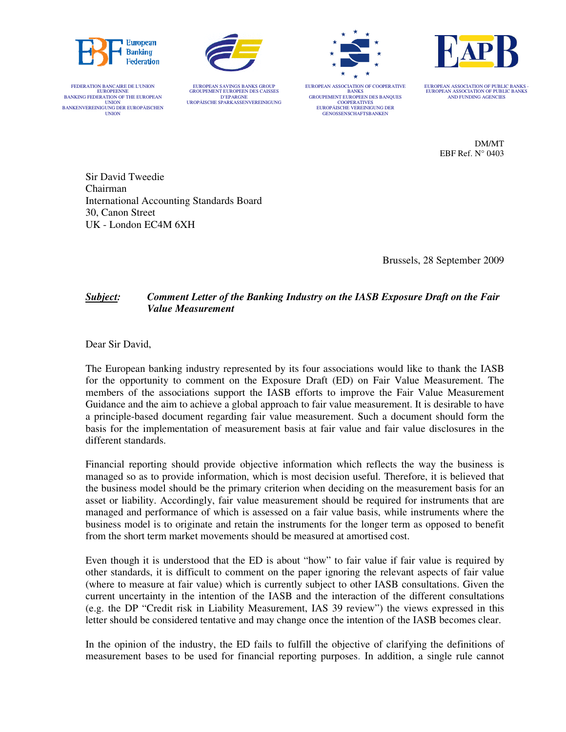FEDERATION BANCAIRE DE L'UNION EUROPEENNE
BANKING FEDERATION OF THE EUROPEAN UNION
BANKENVEREINIGUNG DER EUROPÄISCHEN UNION

EUROPEAN SAVINGS BANKS GROUP
GROUPEMENT EUROPEEN DES CAISSES D'EPARGNE
UROPÄISCHE SPARKASSENVEREINIGUNG

EUROPEAN ASSOCIATION OF COOPERATIVE BANKS
GROUPEMENT EUROPEEN DES BANQUES COOPERATIVES
EUROPÄISCHE VEREINIGUNG DER GENOSSENSCHAFTSBANKEN

EUROPEAN ASSOCIATION OF PUBLIC BANKS - EUROPEAN ASSOCIATION OF PUBLIC BANKS AND FUNDING AGENCIES

DM/MT
EBF Ref. N° 0403

Sir David Tweedie
Chairman
International Accounting Standards Board
30, Canon Street
UK - London EC4M 6XH

Brussels, 28 September 2009

***Subject:*** ***Comment Letter of the Banking Industry on the IASB Exposure Draft on the Fair Value Measurement***

Dear Sir David,

The European banking industry represented by its four associations would like to thank the IASB for the opportunity to comment on the Exposure Draft (ED) on Fair Value Measurement. The members of the associations support the IASB efforts to improve the Fair Value Measurement Guidance and the aim to achieve a global approach to fair value measurement. It is desirable to have a principle-based document regarding fair value measurement. Such a document should form the basis for the implementation of measurement basis at fair value and fair value disclosures in the different standards.

Financial reporting should provide objective information which reflects the way the business is managed so as to provide information, which is most decision useful. Therefore, it is believed that the business model should be the primary criterion when deciding on the measurement basis for an asset or liability. Accordingly, fair value measurement should be required for instruments that are managed and performance of which is assessed on a fair value basis, while instruments where the business model is to originate and retain the instruments for the longer term as opposed to benefit from the short term market movements should be measured at amortised cost.

Even though it is understood that the ED is about "how" to fair value if fair value is required by other standards, it is difficult to comment on the paper ignoring the relevant aspects of fair value (where to measure at fair value) which is currently subject to other IASB consultations. Given the current uncertainty in the intention of the IASB and the interaction of the different consultations (e.g. the DP "Credit risk in Liability Measurement, IAS 39 review") the views expressed in this letter should be considered tentative and may change once the intention of the IASB becomes clear.

In the opinion of the industry, the ED fails to fulfill the objective of clarifying the definitions of measurement bases to be used for financial reporting purposes. In addition, a single rule cannot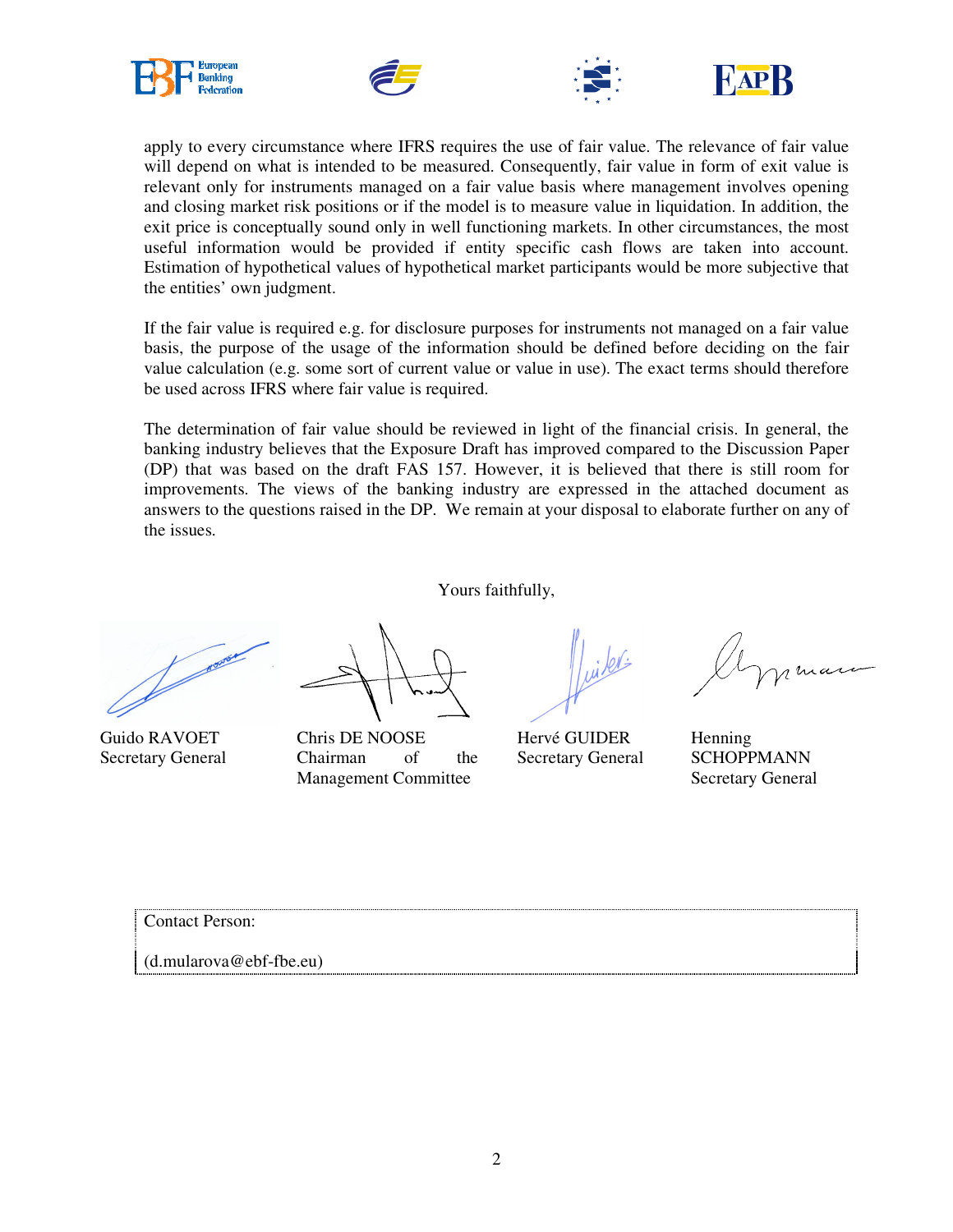apply to every circumstance where IFRS requires the use of fair value. The relevance of fair value will depend on what is intended to be measured. Consequently, fair value in form of exit value is relevant only for instruments managed on a fair value basis where management involves opening and closing market risk positions or if the model is to measure value in liquidation. In addition, the exit price is conceptually sound only in well functioning markets. In other circumstances, the most useful information would be provided if entity specific cash flows are taken into account. Estimation of hypothetical values of hypothetical market participants would be more subjective that the entities' own judgment.

If the fair value is required e.g. for disclosure purposes for instruments not managed on a fair value basis, the purpose of the usage of the information should be defined before deciding on the fair value calculation (e.g. some sort of current value or value in use). The exact terms should therefore be used across IFRS where fair value is required.

The determination of fair value should be reviewed in light of the financial crisis. In general, the banking industry believes that the Exposure Draft has improved compared to the Discussion Paper (DP) that was based on the draft FAS 157. However, it is believed that there is still room for improvements. The views of the banking industry are expressed in the attached document as answers to the questions raised in the DP. We remain at your disposal to elaborate further on any of the issues.

Yours faithfully,

| Guido RAVOET<br>Secretary General | Chris DE NOOSE<br>Chairman of the Management Committee | Hervé GUIDER<br>Secretary General | Henning SCHOPPMANN<br>Secretary General |
|---|---|---|---|

Contact Person:

(d.mularova@ebf-fbe.eu)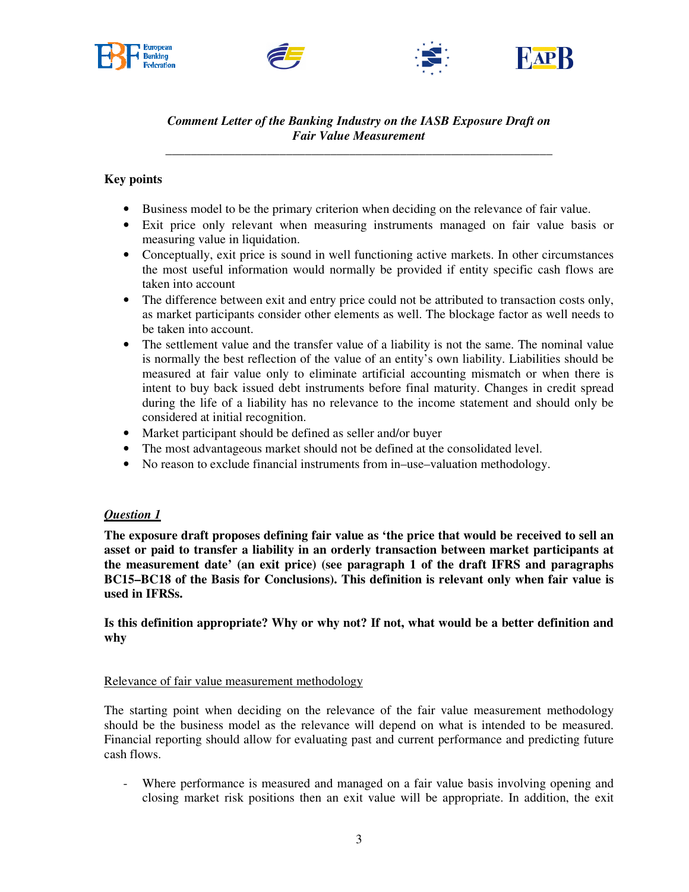*Comment Letter of the Banking Industry on the IASB Exposure Draft on Fair Value Measurement*

---

**Key points**

- Business model to be the primary criterion when deciding on the relevance of fair value.
- Exit price only relevant when measuring instruments managed on fair value basis or measuring value in liquidation.
- Conceptually, exit price is sound in well functioning active markets. In other circumstances the most useful information would normally be provided if entity specific cash flows are taken into account
- The difference between exit and entry price could not be attributed to transaction costs only, as market participants consider other elements as well. The blockage factor as well needs to be taken into account.
- The settlement value and the transfer value of a liability is not the same. The nominal value is normally the best reflection of the value of an entity's own liability. Liabilities should be measured at fair value only to eliminate artificial accounting mismatch or when there is intent to buy back issued debt instruments before final maturity. Changes in credit spread during the life of a liability has no relevance to the income statement and should only be considered at initial recognition.
- Market participant should be defined as seller and/or buyer
- The most advantageous market should not be defined at the consolidated level.
- No reason to exclude financial instruments from in–use–valuation methodology.

***Question 1***

**The exposure draft proposes defining fair value as 'the price that would be received to sell an asset or paid to transfer a liability in an orderly transaction between market participants at the measurement date' (an exit price) (see paragraph 1 of the draft IFRS and paragraphs BC15–BC18 of the Basis for Conclusions). This definition is relevant only when fair value is used in IFRSs.**

**Is this definition appropriate? Why or why not? If not, what would be a better definition and why**

Relevance of fair value measurement methodology

The starting point when deciding on the relevance of the fair value measurement methodology should be the business model as the relevance will depend on what is intended to be measured. Financial reporting should allow for evaluating past and current performance and predicting future cash flows.

- Where performance is measured and managed on a fair value basis involving opening and closing market risk positions then an exit value will be appropriate. In addition, the exit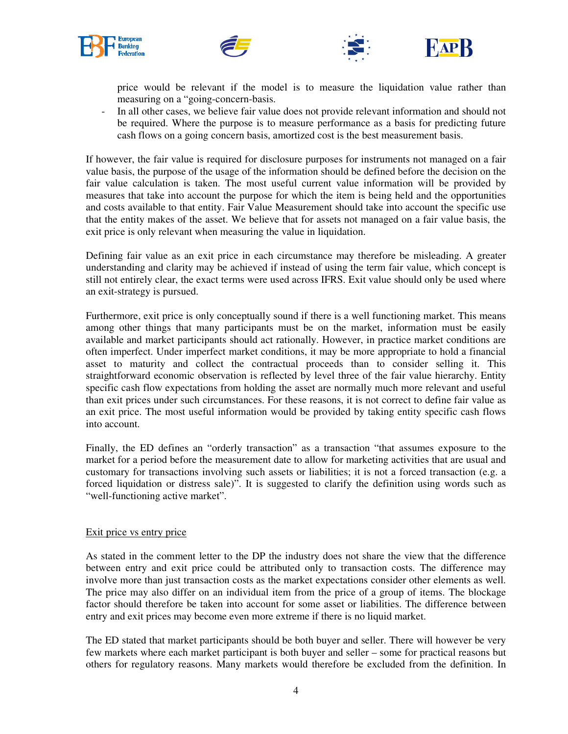price would be relevant if the model is to measure the liquidation value rather than measuring on a "going-concern-basis.

- In all other cases, we believe fair value does not provide relevant information and should not be required. Where the purpose is to measure performance as a basis for predicting future cash flows on a going concern basis, amortized cost is the best measurement basis.

If however, the fair value is required for disclosure purposes for instruments not managed on a fair value basis, the purpose of the usage of the information should be defined before the decision on the fair value calculation is taken. The most useful current value information will be provided by measures that take into account the purpose for which the item is being held and the opportunities and costs available to that entity. Fair Value Measurement should take into account the specific use that the entity makes of the asset. We believe that for assets not managed on a fair value basis, the exit price is only relevant when measuring the value in liquidation.

Defining fair value as an exit price in each circumstance may therefore be misleading. A greater understanding and clarity may be achieved if instead of using the term fair value, which concept is still not entirely clear, the exact terms were used across IFRS. Exit value should only be used where an exit-strategy is pursued.

Furthermore, exit price is only conceptually sound if there is a well functioning market. This means among other things that many participants must be on the market, information must be easily available and market participants should act rationally. However, in practice market conditions are often imperfect. Under imperfect market conditions, it may be more appropriate to hold a financial asset to maturity and collect the contractual proceeds than to consider selling it. This straightforward economic observation is reflected by level three of the fair value hierarchy. Entity specific cash flow expectations from holding the asset are normally much more relevant and useful than exit prices under such circumstances. For these reasons, it is not correct to define fair value as an exit price. The most useful information would be provided by taking entity specific cash flows into account.

Finally, the ED defines an "orderly transaction" as a transaction "that assumes exposure to the market for a period before the measurement date to allow for marketing activities that are usual and customary for transactions involving such assets or liabilities; it is not a forced transaction (e.g. a forced liquidation or distress sale)". It is suggested to clarify the definition using words such as "well-functioning active market".

<u>Exit price vs entry price</u>

As stated in the comment letter to the DP the industry does not share the view that the difference between entry and exit price could be attributed only to transaction costs. The difference may involve more than just transaction costs as the market expectations consider other elements as well. The price may also differ on an individual item from the price of a group of items. The blockage factor should therefore be taken into account for some asset or liabilities. The difference between entry and exit prices may become even more extreme if there is no liquid market.

The ED stated that market participants should be both buyer and seller. There will however be very few markets where each market participant is both buyer and seller – some for practical reasons but others for regulatory reasons. Many markets would therefore be excluded from the definition. In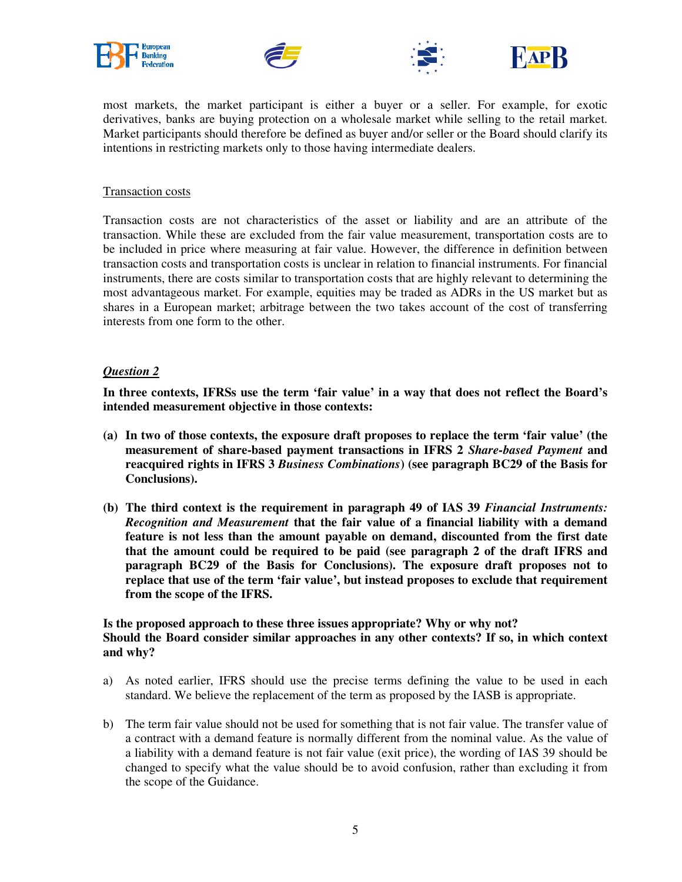most markets, the market participant is either a buyer or a seller. For example, for exotic derivatives, banks are buying protection on a wholesale market while selling to the retail market. Market participants should therefore be defined as buyer and/or seller or the Board should clarify its intentions in restricting markets only to those having intermediate dealers.

<u>Transaction costs</u>

Transaction costs are not characteristics of the asset or liability and are an attribute of the transaction. While these are excluded from the fair value measurement, transportation costs are to be included in price where measuring at fair value. However, the difference in definition between transaction costs and transportation costs is unclear in relation to financial instruments. For financial instruments, there are costs similar to transportation costs that are highly relevant to determining the most advantageous market. For example, equities may be traded as ADRs in the US market but as shares in a European market; arbitrage between the two takes account of the cost of transferring interests from one form to the other.

***<u>Question 2</u>***

**In three contexts, IFRSs use the term 'fair value' in a way that does not reflect the Board's intended measurement objective in those contexts:**

**(a) In two of those contexts, the exposure draft proposes to replace the term 'fair value' (the measurement of share-based payment transactions in IFRS 2 *Share-based Payment* and reacquired rights in IFRS 3 *Business Combinations*) (see paragraph BC29 of the Basis for Conclusions).**

**(b) The third context is the requirement in paragraph 49 of IAS 39 *Financial Instruments: Recognition and Measurement* that the fair value of a financial liability with a demand feature is not less than the amount payable on demand, discounted from the first date that the amount could be required to be paid (see paragraph 2 of the draft IFRS and paragraph BC29 of the Basis for Conclusions). The exposure draft proposes not to replace that use of the term 'fair value', but instead proposes to exclude that requirement from the scope of the IFRS.**

**Is the proposed approach to these three issues appropriate? Why or why not?**
**Should the Board consider similar approaches in any other contexts? If so, in which context and why?**

a) As noted earlier, IFRS should use the precise terms defining the value to be used in each standard. We believe the replacement of the term as proposed by the IASB is appropriate.

b) The term fair value should not be used for something that is not fair value. The transfer value of a contract with a demand feature is normally different from the nominal value. As the value of a liability with a demand feature is not fair value (exit price), the wording of IAS 39 should be changed to specify what the value should be to avoid confusion, rather than excluding it from the scope of the Guidance.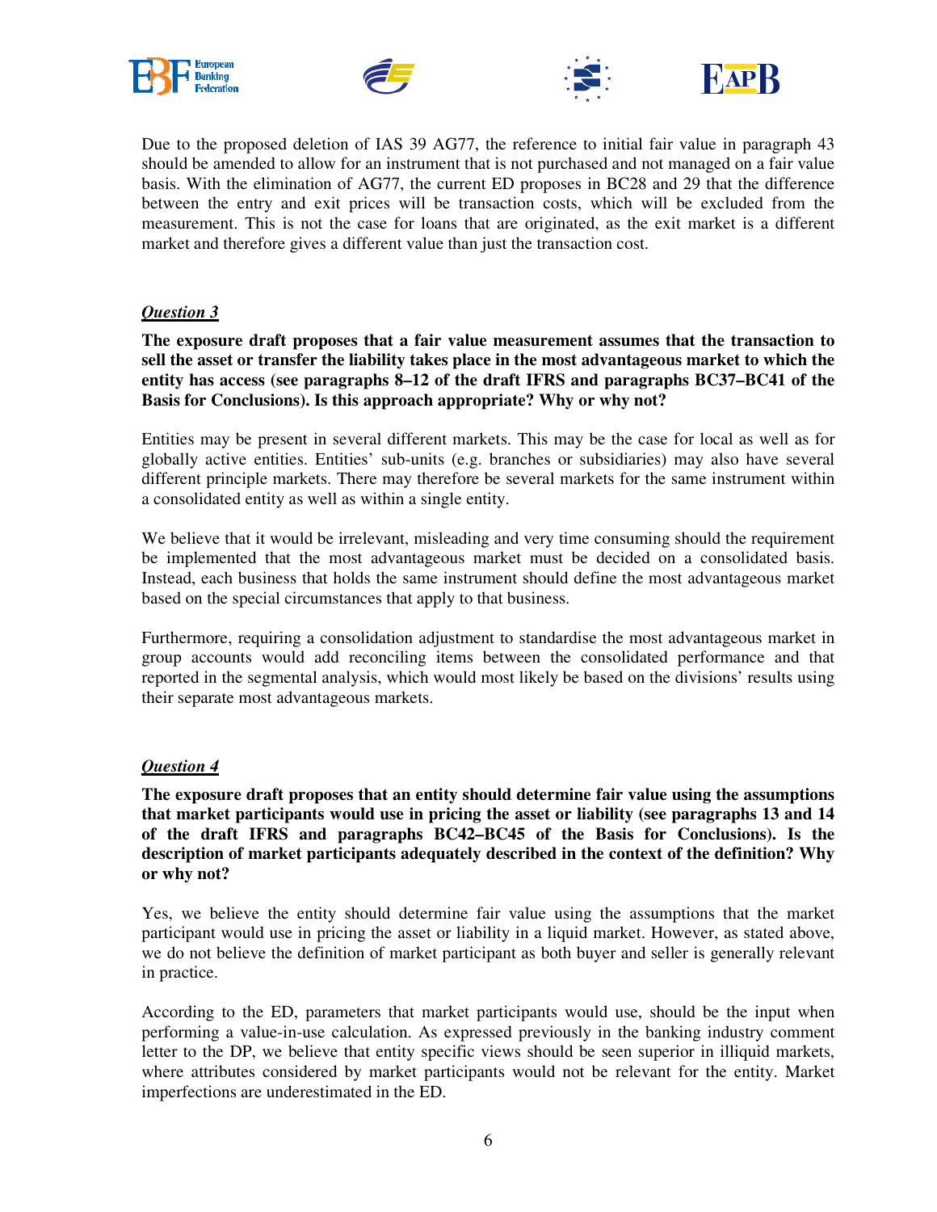Due to the proposed deletion of IAS 39 AG77, the reference to initial fair value in paragraph 43 should be amended to allow for an instrument that is not purchased and not managed on a fair value basis. With the elimination of AG77, the current ED proposes in BC28 and 29 that the difference between the entry and exit prices will be transaction costs, which will be excluded from the measurement. This is not the case for loans that are originated, as the exit market is a different market and therefore gives a different value than just the transaction cost.

***Question 3***

**The exposure draft proposes that a fair value measurement assumes that the transaction to sell the asset or transfer the liability takes place in the most advantageous market to which the entity has access (see paragraphs 8–12 of the draft IFRS and paragraphs BC37–BC41 of the Basis for Conclusions). Is this approach appropriate? Why or why not?**

Entities may be present in several different markets. This may be the case for local as well as for globally active entities. Entities' sub-units (e.g. branches or subsidiaries) may also have several different principle markets. There may therefore be several markets for the same instrument within a consolidated entity as well as within a single entity.

We believe that it would be irrelevant, misleading and very time consuming should the requirement be implemented that the most advantageous market must be decided on a consolidated basis. Instead, each business that holds the same instrument should define the most advantageous market based on the special circumstances that apply to that business.

Furthermore, requiring a consolidation adjustment to standardise the most advantageous market in group accounts would add reconciling items between the consolidated performance and that reported in the segmental analysis, which would most likely be based on the divisions' results using their separate most advantageous markets.

***Question 4***

**The exposure draft proposes that an entity should determine fair value using the assumptions that market participants would use in pricing the asset or liability (see paragraphs 13 and 14 of the draft IFRS and paragraphs BC42–BC45 of the Basis for Conclusions). Is the description of market participants adequately described in the context of the definition? Why or why not?**

Yes, we believe the entity should determine fair value using the assumptions that the market participant would use in pricing the asset or liability in a liquid market. However, as stated above, we do not believe the definition of market participant as both buyer and seller is generally relevant in practice.

According to the ED, parameters that market participants would use, should be the input when performing a value-in-use calculation. As expressed previously in the banking industry comment letter to the DP, we believe that entity specific views should be seen superior in illiquid markets, where attributes considered by market participants would not be relevant for the entity. Market imperfections are underestimated in the ED.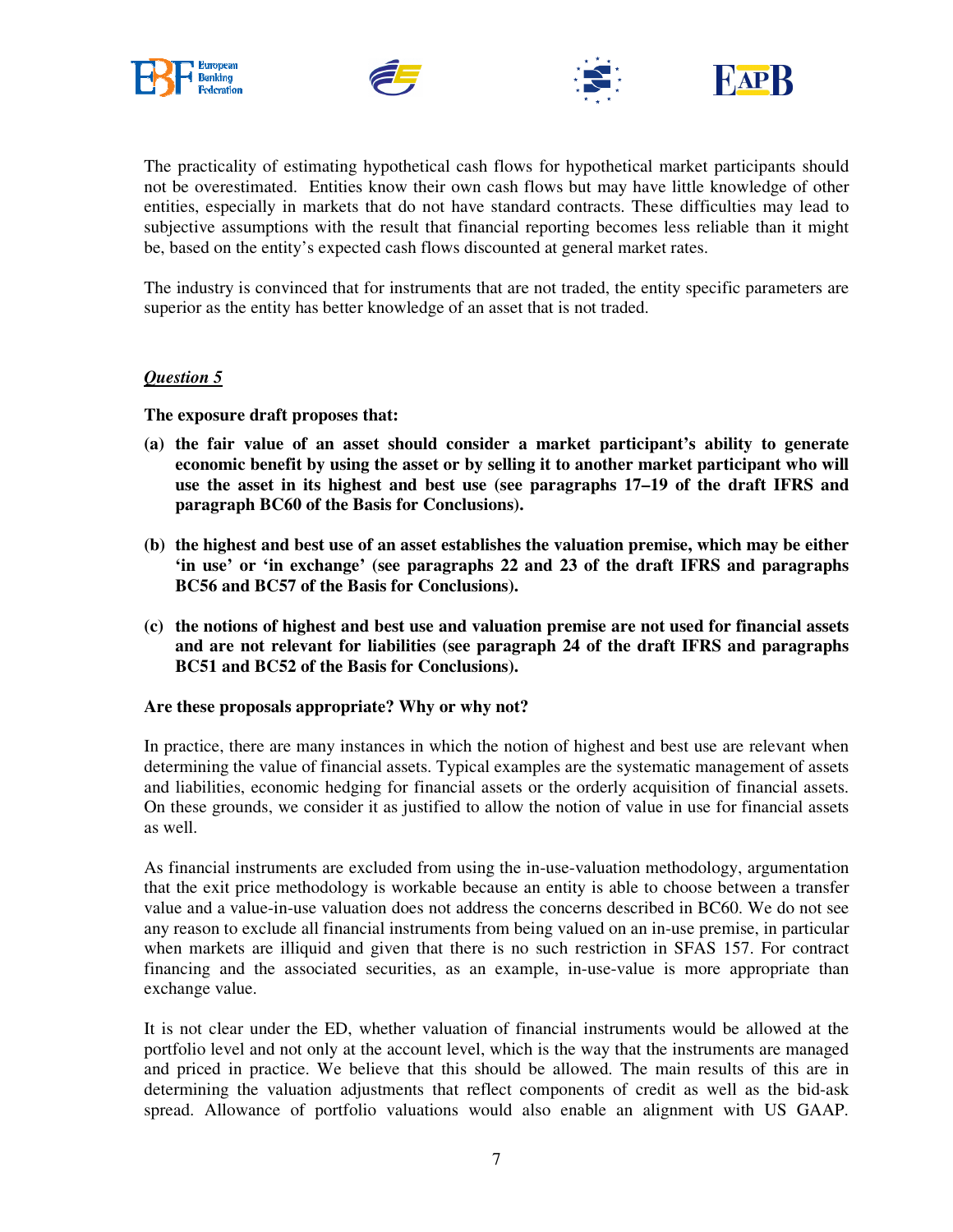The practicality of estimating hypothetical cash flows for hypothetical market participants should not be overestimated. Entities know their own cash flows but may have little knowledge of other entities, especially in markets that do not have standard contracts. These difficulties may lead to subjective assumptions with the result that financial reporting becomes less reliable than it might be, based on the entity's expected cash flows discounted at general market rates.

The industry is convinced that for instruments that are not traded, the entity specific parameters are superior as the entity has better knowledge of an asset that is not traded.

***Question 5***

**The exposure draft proposes that:**

**(a) the fair value of an asset should consider a market participant's ability to generate economic benefit by using the asset or by selling it to another market participant who will use the asset in its highest and best use (see paragraphs 17–19 of the draft IFRS and paragraph BC60 of the Basis for Conclusions).**

**(b) the highest and best use of an asset establishes the valuation premise, which may be either 'in use' or 'in exchange' (see paragraphs 22 and 23 of the draft IFRS and paragraphs BC56 and BC57 of the Basis for Conclusions).**

**(c) the notions of highest and best use and valuation premise are not used for financial assets and are not relevant for liabilities (see paragraph 24 of the draft IFRS and paragraphs BC51 and BC52 of the Basis for Conclusions).**

**Are these proposals appropriate? Why or why not?**

In practice, there are many instances in which the notion of highest and best use are relevant when determining the value of financial assets. Typical examples are the systematic management of assets and liabilities, economic hedging for financial assets or the orderly acquisition of financial assets. On these grounds, we consider it as justified to allow the notion of value in use for financial assets as well.

As financial instruments are excluded from using the in-use-valuation methodology, argumentation that the exit price methodology is workable because an entity is able to choose between a transfer value and a value-in-use valuation does not address the concerns described in BC60. We do not see any reason to exclude all financial instruments from being valued on an in-use premise, in particular when markets are illiquid and given that there is no such restriction in SFAS 157. For contract financing and the associated securities, as an example, in-use-value is more appropriate than exchange value.

It is not clear under the ED, whether valuation of financial instruments would be allowed at the portfolio level and not only at the account level, which is the way that the instruments are managed and priced in practice. We believe that this should be allowed. The main results of this are in determining the valuation adjustments that reflect components of credit as well as the bid-ask spread. Allowance of portfolio valuations would also enable an alignment with US GAAP.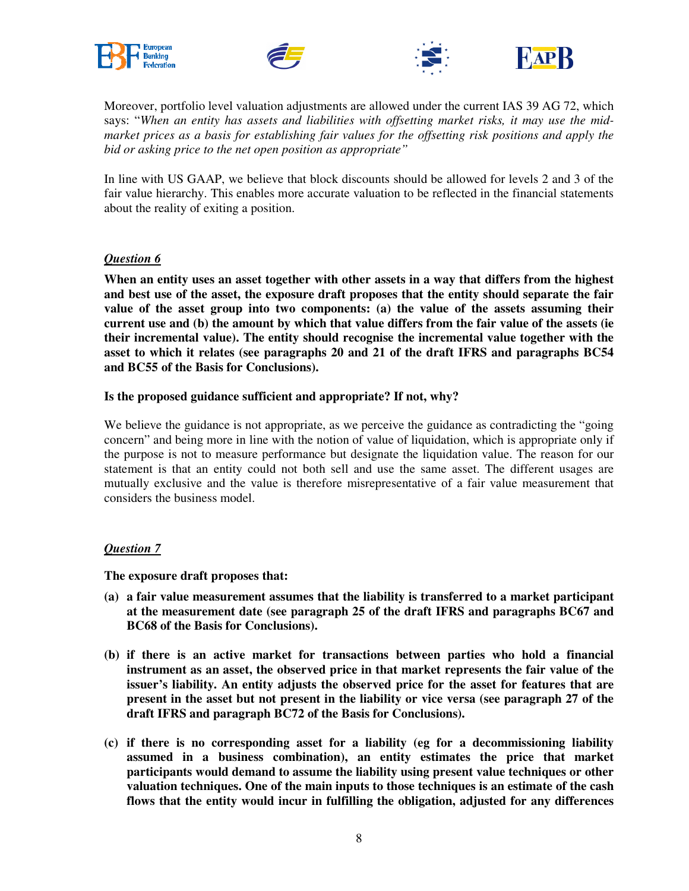Moreover, portfolio level valuation adjustments are allowed under the current IAS 39 AG 72, which says: "*When an entity has assets and liabilities with offsetting market risks, it may use the mid-market prices as a basis for establishing fair values for the offsetting risk positions and apply the bid or asking price to the net open position as appropriate*"

In line with US GAAP, we believe that block discounts should be allowed for levels 2 and 3 of the fair value hierarchy. This enables more accurate valuation to be reflected in the financial statements about the reality of exiting a position.

***Question 6***

**When an entity uses an asset together with other assets in a way that differs from the highest and best use of the asset, the exposure draft proposes that the entity should separate the fair value of the asset group into two components: (a) the value of the assets assuming their current use and (b) the amount by which that value differs from the fair value of the assets (ie their incremental value). The entity should recognise the incremental value together with the asset to which it relates (see paragraphs 20 and 21 of the draft IFRS and paragraphs BC54 and BC55 of the Basis for Conclusions).**

**Is the proposed guidance sufficient and appropriate? If not, why?**

We believe the guidance is not appropriate, as we perceive the guidance as contradicting the "going concern" and being more in line with the notion of value of liquidation, which is appropriate only if the purpose is not to measure performance but designate the liquidation value. The reason for our statement is that an entity could not both sell and use the same asset. The different usages are mutually exclusive and the value is therefore misrepresentative of a fair value measurement that considers the business model.

***Question 7***

**The exposure draft proposes that:**

**(a) a fair value measurement assumes that the liability is transferred to a market participant at the measurement date (see paragraph 25 of the draft IFRS and paragraphs BC67 and BC68 of the Basis for Conclusions).**

**(b) if there is an active market for transactions between parties who hold a financial instrument as an asset, the observed price in that market represents the fair value of the issuer's liability. An entity adjusts the observed price for the asset for features that are present in the asset but not present in the liability or vice versa (see paragraph 27 of the draft IFRS and paragraph BC72 of the Basis for Conclusions).**

**(c) if there is no corresponding asset for a liability (eg for a decommissioning liability assumed in a business combination), an entity estimates the price that market participants would demand to assume the liability using present value techniques or other valuation techniques. One of the main inputs to those techniques is an estimate of the cash flows that the entity would incur in fulfilling the obligation, adjusted for any differences**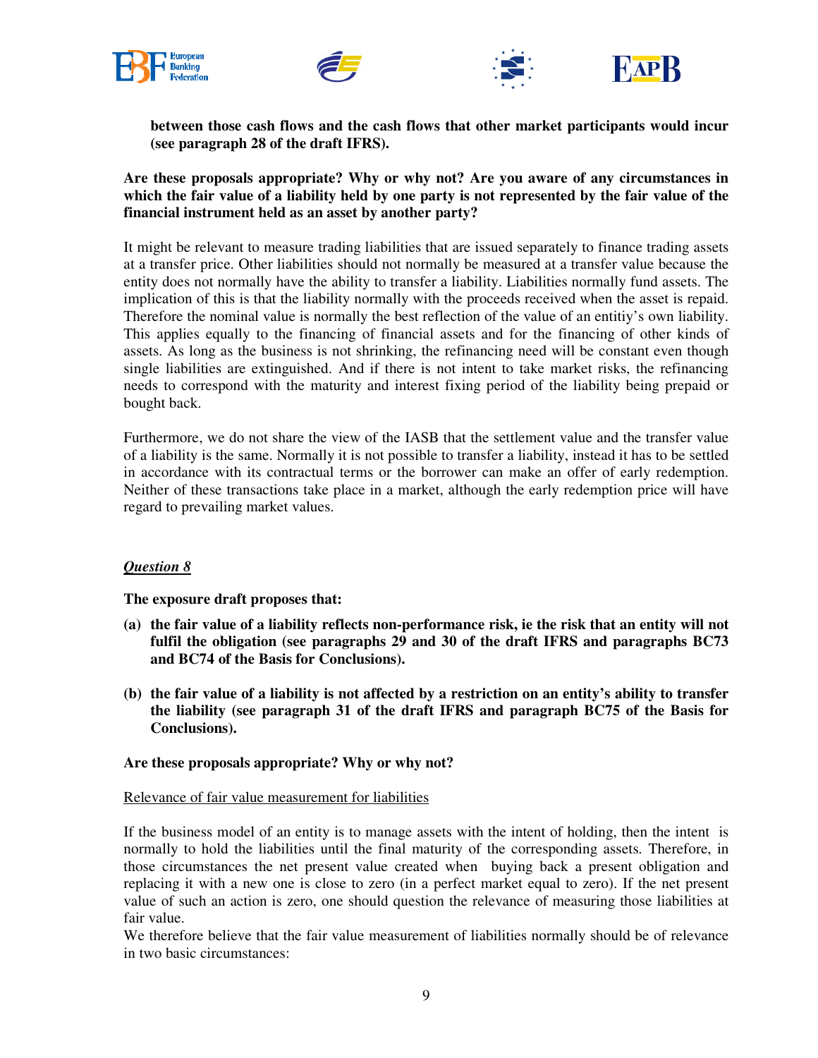**between those cash flows and the cash flows that other market participants would incur (see paragraph 28 of the draft IFRS).**

**Are these proposals appropriate? Why or why not? Are you aware of any circumstances in which the fair value of a liability held by one party is not represented by the fair value of the financial instrument held as an asset by another party?**

It might be relevant to measure trading liabilities that are issued separately to finance trading assets at a transfer price. Other liabilities should not normally be measured at a transfer value because the entity does not normally have the ability to transfer a liability. Liabilities normally fund assets. The implication of this is that the liability normally with the proceeds received when the asset is repaid. Therefore the nominal value is normally the best reflection of the value of an entitiy's own liability. This applies equally to the financing of financial assets and for the financing of other kinds of assets. As long as the business is not shrinking, the refinancing need will be constant even though single liabilities are extinguished. And if there is not intent to take market risks, the refinancing needs to correspond with the maturity and interest fixing period of the liability being prepaid or bought back.

Furthermore, we do not share the view of the IASB that the settlement value and the transfer value of a liability is the same. Normally it is not possible to transfer a liability, instead it has to be settled in accordance with its contractual terms or the borrower can make an offer of early redemption. Neither of these transactions take place in a market, although the early redemption price will have regard to prevailing market values.

### ***Question 8***

**The exposure draft proposes that:**

**(a) the fair value of a liability reflects non-performance risk, ie the risk that an entity will not fulfil the obligation (see paragraphs 29 and 30 of the draft IFRS and paragraphs BC73 and BC74 of the Basis for Conclusions).**

**(b) the fair value of a liability is not affected by a restriction on an entity's ability to transfer the liability (see paragraph 31 of the draft IFRS and paragraph BC75 of the Basis for Conclusions).**

**Are these proposals appropriate? Why or why not?**

<u>Relevance of fair value measurement for liabilities</u>

If the business model of an entity is to manage assets with the intent of holding, then the intent is normally to hold the liabilities until the final maturity of the corresponding assets. Therefore, in those circumstances the net present value created when buying back a present obligation and replacing it with a new one is close to zero (in a perfect market equal to zero). If the net present value of such an action is zero, one should question the relevance of measuring those liabilities at fair value.

We therefore believe that the fair value measurement of liabilities normally should be of relevance in two basic circumstances: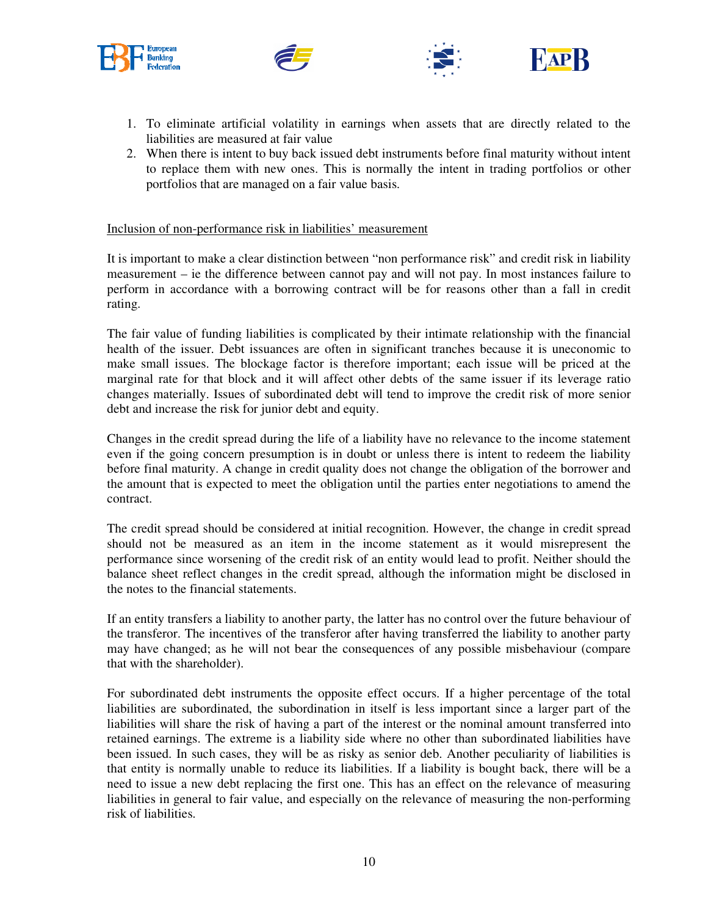1. To eliminate artificial volatility in earnings when assets that are directly related to the liabilities are measured at fair value
2. When there is intent to buy back issued debt instruments before final maturity without intent to replace them with new ones. This is normally the intent in trading portfolios or other portfolios that are managed on a fair value basis.

<u>Inclusion of non-performance risk in liabilities' measurement</u>

It is important to make a clear distinction between "non performance risk" and credit risk in liability measurement – ie the difference between cannot pay and will not pay. In most instances failure to perform in accordance with a borrowing contract will be for reasons other than a fall in credit rating.

The fair value of funding liabilities is complicated by their intimate relationship with the financial health of the issuer. Debt issuances are often in significant tranches because it is uneconomic to make small issues. The blockage factor is therefore important; each issue will be priced at the marginal rate for that block and it will affect other debts of the same issuer if its leverage ratio changes materially. Issues of subordinated debt will tend to improve the credit risk of more senior debt and increase the risk for junior debt and equity.

Changes in the credit spread during the life of a liability have no relevance to the income statement even if the going concern presumption is in doubt or unless there is intent to redeem the liability before final maturity. A change in credit quality does not change the obligation of the borrower and the amount that is expected to meet the obligation until the parties enter negotiations to amend the contract.

The credit spread should be considered at initial recognition. However, the change in credit spread should not be measured as an item in the income statement as it would misrepresent the performance since worsening of the credit risk of an entity would lead to profit. Neither should the balance sheet reflect changes in the credit spread, although the information might be disclosed in the notes to the financial statements.

If an entity transfers a liability to another party, the latter has no control over the future behaviour of the transferor. The incentives of the transferor after having transferred the liability to another party may have changed; as he will not bear the consequences of any possible misbehaviour (compare that with the shareholder).

For subordinated debt instruments the opposite effect occurs. If a higher percentage of the total liabilities are subordinated, the subordination in itself is less important since a larger part of the liabilities will share the risk of having a part of the interest or the nominal amount transferred into retained earnings. The extreme is a liability side where no other than subordinated liabilities have been issued. In such cases, they will be as risky as senior deb. Another peculiarity of liabilities is that entity is normally unable to reduce its liabilities. If a liability is bought back, there will be a need to issue a new debt replacing the first one. This has an effect on the relevance of measuring liabilities in general to fair value, and especially on the relevance of measuring the non-performing risk of liabilities.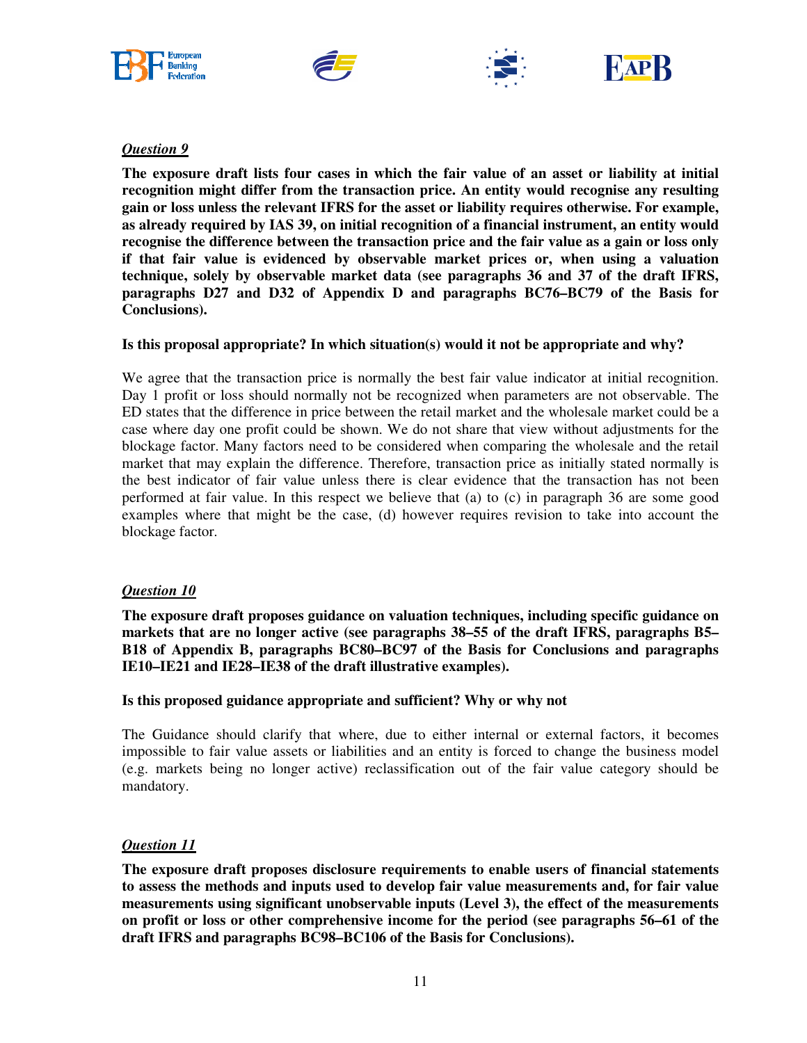***Question 9***

**The exposure draft lists four cases in which the fair value of an asset or liability at initial recognition might differ from the transaction price. An entity would recognise any resulting gain or loss unless the relevant IFRS for the asset or liability requires otherwise. For example, as already required by IAS 39, on initial recognition of a financial instrument, an entity would recognise the difference between the transaction price and the fair value as a gain or loss only if that fair value is evidenced by observable market prices or, when using a valuation technique, solely by observable market data (see paragraphs 36 and 37 of the draft IFRS, paragraphs D27 and D32 of Appendix D and paragraphs BC76–BC79 of the Basis for Conclusions).**

**Is this proposal appropriate? In which situation(s) would it not be appropriate and why?**

We agree that the transaction price is normally the best fair value indicator at initial recognition. Day 1 profit or loss should normally not be recognized when parameters are not observable. The ED states that the difference in price between the retail market and the wholesale market could be a case where day one profit could be shown. We do not share that view without adjustments for the blockage factor. Many factors need to be considered when comparing the wholesale and the retail market that may explain the difference. Therefore, transaction price as initially stated normally is the best indicator of fair value unless there is clear evidence that the transaction has not been performed at fair value. In this respect we believe that (a) to (c) in paragraph 36 are some good examples where that might be the case, (d) however requires revision to take into account the blockage factor.

***Question 10***

**The exposure draft proposes guidance on valuation techniques, including specific guidance on markets that are no longer active (see paragraphs 38–55 of the draft IFRS, paragraphs B5–B18 of Appendix B, paragraphs BC80–BC97 of the Basis for Conclusions and paragraphs IE10–IE21 and IE28–IE38 of the draft illustrative examples).**

**Is this proposed guidance appropriate and sufficient? Why or why not**

The Guidance should clarify that where, due to either internal or external factors, it becomes impossible to fair value assets or liabilities and an entity is forced to change the business model (e.g. markets being no longer active) reclassification out of the fair value category should be mandatory.

***Question 11***

**The exposure draft proposes disclosure requirements to enable users of financial statements to assess the methods and inputs used to develop fair value measurements and, for fair value measurements using significant unobservable inputs (Level 3), the effect of the measurements on profit or loss or other comprehensive income for the period (see paragraphs 56–61 of the draft IFRS and paragraphs BC98–BC106 of the Basis for Conclusions).**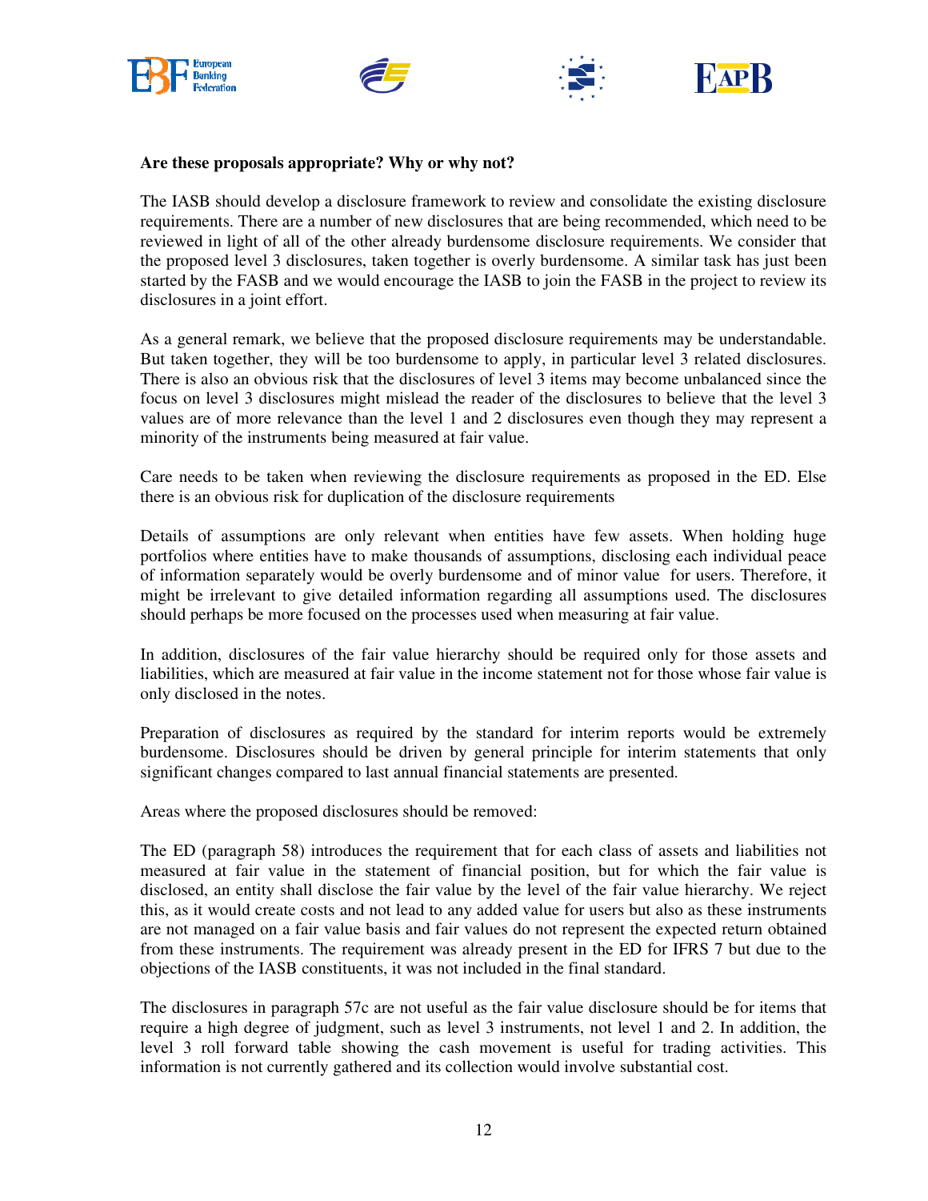**Are these proposals appropriate? Why or why not?**

The IASB should develop a disclosure framework to review and consolidate the existing disclosure requirements. There are a number of new disclosures that are being recommended, which need to be reviewed in light of all of the other already burdensome disclosure requirements. We consider that the proposed level 3 disclosures, taken together is overly burdensome. A similar task has just been started by the FASB and we would encourage the IASB to join the FASB in the project to review its disclosures in a joint effort.

As a general remark, we believe that the proposed disclosure requirements may be understandable. But taken together, they will be too burdensome to apply, in particular level 3 related disclosures. There is also an obvious risk that the disclosures of level 3 items may become unbalanced since the focus on level 3 disclosures might mislead the reader of the disclosures to believe that the level 3 values are of more relevance than the level 1 and 2 disclosures even though they may represent a minority of the instruments being measured at fair value.

Care needs to be taken when reviewing the disclosure requirements as proposed in the ED. Else there is an obvious risk for duplication of the disclosure requirements

Details of assumptions are only relevant when entities have few assets. When holding huge portfolios where entities have to make thousands of assumptions, disclosing each individual peace of information separately would be overly burdensome and of minor value for users. Therefore, it might be irrelevant to give detailed information regarding all assumptions used. The disclosures should perhaps be more focused on the processes used when measuring at fair value.

In addition, disclosures of the fair value hierarchy should be required only for those assets and liabilities, which are measured at fair value in the income statement not for those whose fair value is only disclosed in the notes.

Preparation of disclosures as required by the standard for interim reports would be extremely burdensome. Disclosures should be driven by general principle for interim statements that only significant changes compared to last annual financial statements are presented.

Areas where the proposed disclosures should be removed:

The ED (paragraph 58) introduces the requirement that for each class of assets and liabilities not measured at fair value in the statement of financial position, but for which the fair value is disclosed, an entity shall disclose the fair value by the level of the fair value hierarchy. We reject this, as it would create costs and not lead to any added value for users but also as these instruments are not managed on a fair value basis and fair values do not represent the expected return obtained from these instruments. The requirement was already present in the ED for IFRS 7 but due to the objections of the IASB constituents, it was not included in the final standard.

The disclosures in paragraph 57c are not useful as the fair value disclosure should be for items that require a high degree of judgment, such as level 3 instruments, not level 1 and 2. In addition, the level 3 roll forward table showing the cash movement is useful for trading activities. This information is not currently gathered and its collection would involve substantial cost.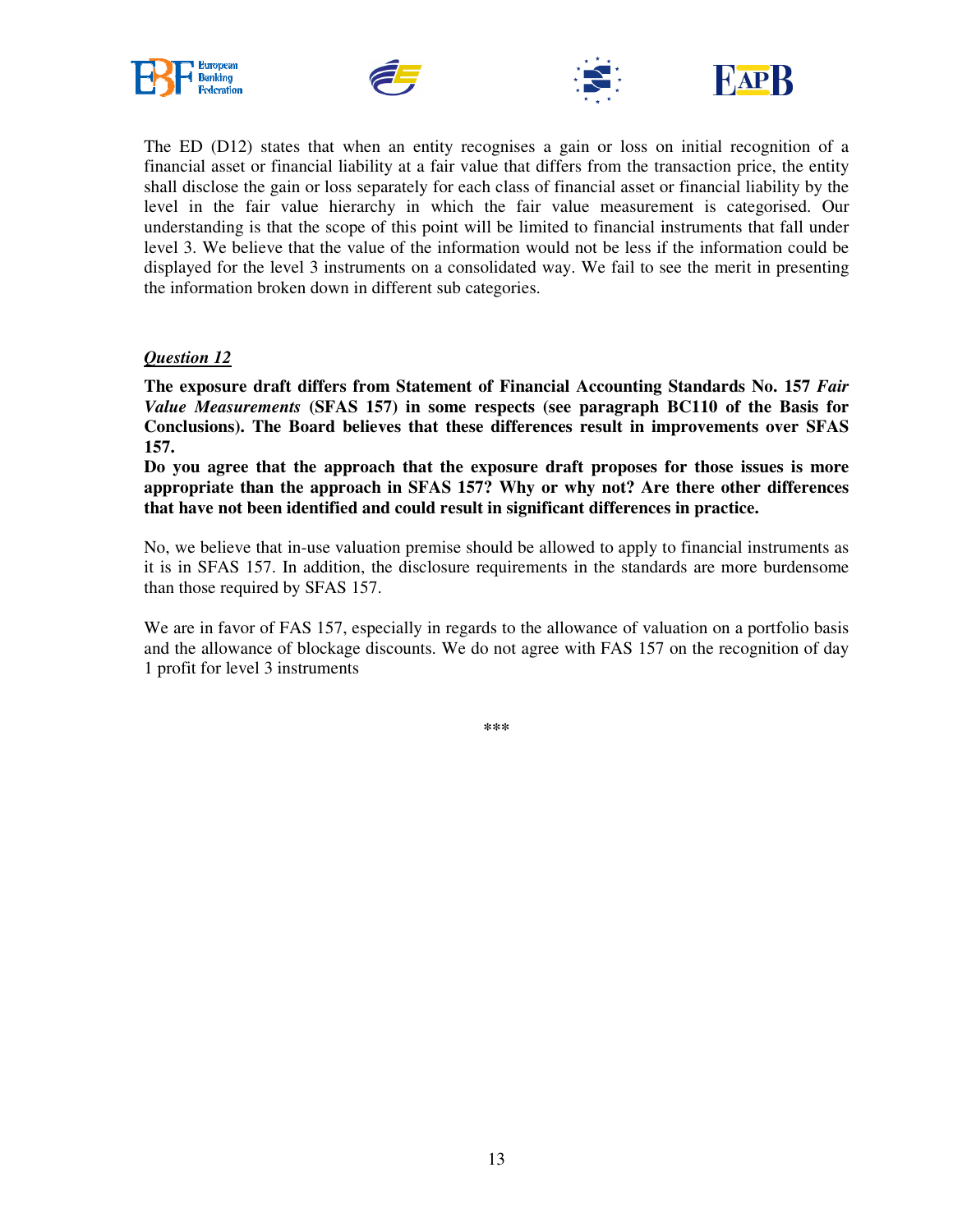The ED (D12) states that when an entity recognises a gain or loss on initial recognition of a financial asset or financial liability at a fair value that differs from the transaction price, the entity shall disclose the gain or loss separately for each class of financial asset or financial liability by the level in the fair value hierarchy in which the fair value measurement is categorised. Our understanding is that the scope of this point will be limited to financial instruments that fall under level 3. We believe that the value of the information would not be less if the information could be displayed for the level 3 instruments on a consolidated way. We fail to see the merit in presenting the information broken down in different sub categories.

***Question 12***

**The exposure draft differs from Statement of Financial Accounting Standards No. 157 *Fair Value Measurements* (SFAS 157) in some respects (see paragraph BC110 of the Basis for Conclusions). The Board believes that these differences result in improvements over SFAS 157.**

**Do you agree that the approach that the exposure draft proposes for those issues is more appropriate than the approach in SFAS 157? Why or why not? Are there other differences that have not been identified and could result in significant differences in practice.**

No, we believe that in-use valuation premise should be allowed to apply to financial instruments as it is in SFAS 157. In addition, the disclosure requirements in the standards are more burdensome than those required by SFAS 157.

We are in favor of FAS 157, especially in regards to the allowance of valuation on a portfolio basis and the allowance of blockage discounts. We do not agree with FAS 157 on the recognition of day 1 profit for level 3 instruments

***